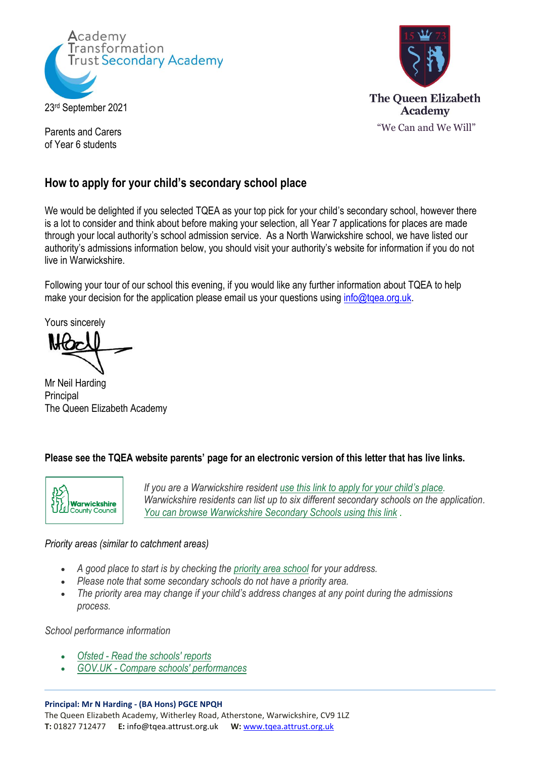Academy Transformation Trust Secondary Academy

The Queen Elizabeth Academy

"We Can and We Will"

23rd September 2021

Parents and Carers
of Year 6 students

## How to apply for your child's secondary school place

We would be delighted if you selected TQEA as your top pick for your child's secondary school, however there is a lot to consider and think about before making your selection, all Year 7 applications for places are made through your local authority's school admission service. As a North Warwickshire school, we have listed our authority's admissions information below, you should visit your authority's website for information if you do not live in Warwickshire.

Following your tour of our school this evening, if you would like any further information about TQEA to help make your decision for the application please email us your questions using info@tqea.org.uk.

Yours sincerely

Mr Neil Harding
Principal
The Queen Elizabeth Academy

**Please see the TQEA website parents' page for an electronic version of this letter that has live links.**

Warwickshire County Council

*If you are a Warwickshire resident use this link to apply for your child's place. Warwickshire residents can list up to six different secondary schools on the application. You can browse Warwickshire Secondary Schools using this link .*

*Priority areas (similar to catchment areas)*

- *A good place to start is by checking the priority area school for your address.*
- *Please note that some secondary schools do not have a priority area.*
- *The priority area may change if your child's address changes at any point during the admissions process.*

*School performance information*

- *Ofsted - Read the schools' reports*
- *GOV.UK - Compare schools' performances*

**Principal: Mr N Harding - (BA Hons) PGCE NPQH**
The Queen Elizabeth Academy, Witherley Road, Atherstone, Warwickshire, CV9 1LZ
**T:** 01827 712477 **E:** info@tqea.attrust.org.uk **W:** www.tqea.attrust.org.uk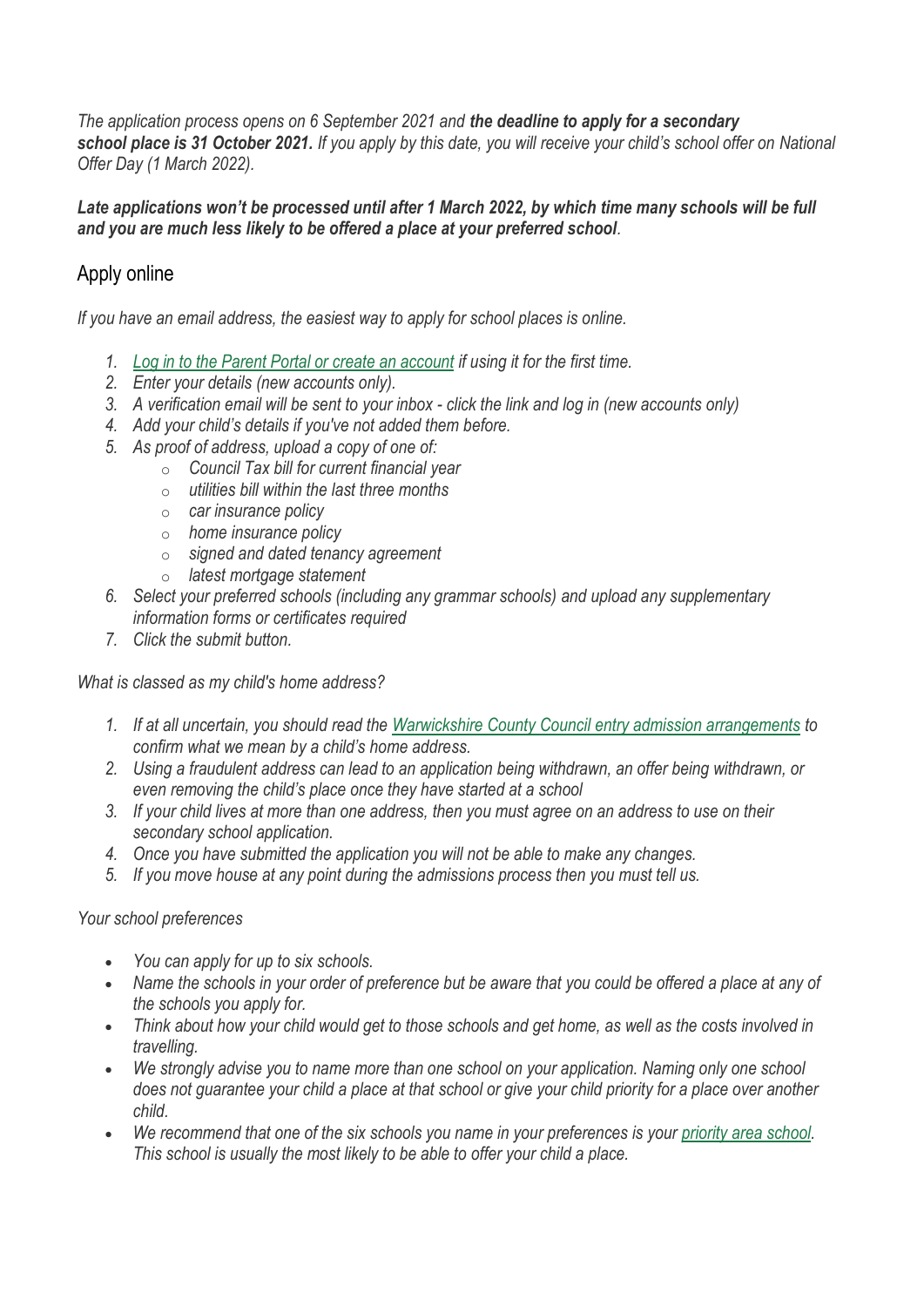*The application process opens on 6 September 2021 and **the deadline to apply for a secondary school place is 31 October 2021.** If you apply by this date, you will receive your child's school offer on National Offer Day (1 March 2022).*

***Late applications won't be processed until after 1 March 2022, by which time many schools will be full and you are much less likely to be offered a place at your preferred school**.*

## Apply online

*If you have an email address, the easiest way to apply for school places is online.*

1. *[Log in to the Parent Portal or create an account](#) if using it for the first time.*
2. *Enter your details (new accounts only).*
3. *A verification email will be sent to your inbox - click the link and log in (new accounts only)*
4. *Add your child's details if you've not added them before.*
5. *As proof of address, upload a copy of one of:*
    - *Council Tax bill for current financial year*
    - *utilities bill within the last three months*
    - *car insurance policy*
    - *home insurance policy*
    - *signed and dated tenancy agreement*
    - *latest mortgage statement*
6. *Select your preferred schools (including any grammar schools) and upload any supplementary information forms or certificates required*
7. *Click the submit button.*

*What is classed as my child's home address?*

1. *If at all uncertain, you should read the [Warwickshire County Council entry admission arrangements](#) to confirm what we mean by a child's home address.*
2. *Using a fraudulent address can lead to an application being withdrawn, an offer being withdrawn, or even removing the child's place once they have started at a school*
3. *If your child lives at more than one address, then you must agree on an address to use on their secondary school application.*
4. *Once you have submitted the application you will not be able to make any changes.*
5. *If you move house at any point during the admissions process then you must tell us.*

*Your school preferences*

- *You can apply for up to six schools.*
- *Name the schools in your order of preference but be aware that you could be offered a place at any of the schools you apply for.*
- *Think about how your child would get to those schools and get home, as well as the costs involved in travelling.*
- *We strongly advise you to name more than one school on your application. Naming only one school does not guarantee your child a place at that school or give your child priority for a place over another child.*
- *We recommend that one of the six schools you name in your preferences is your [priority area school](#). This school is usually the most likely to be able to offer your child a place.*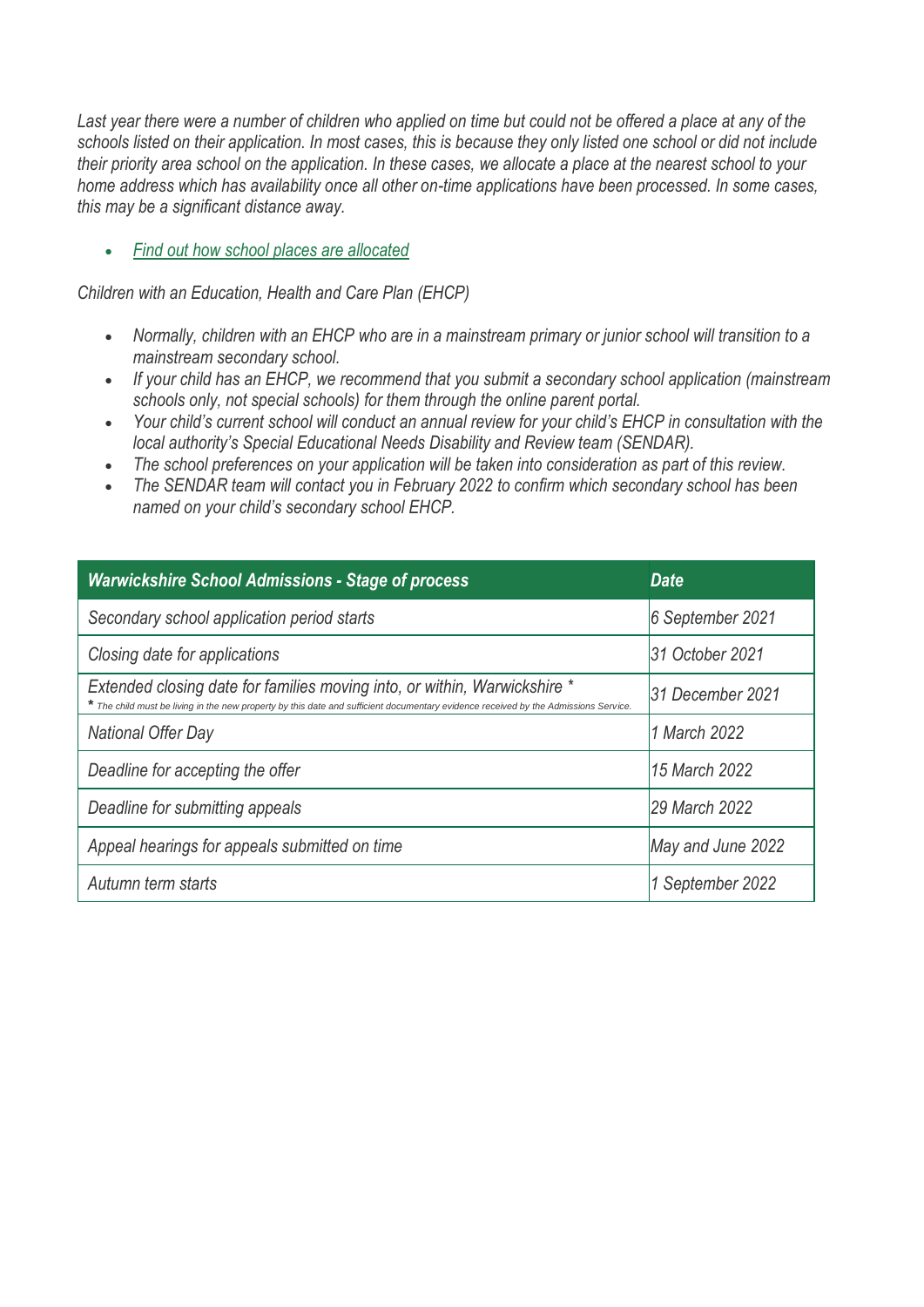*Last year there were a number of children who applied on time but could not be offered a place at any of the schools listed on their application. In most cases, this is because they only listed one school or did not include their priority area school on the application. In these cases, we allocate a place at the nearest school to your home address which has availability once all other on-time applications have been processed. In some cases, this may be a significant distance away.*

- *Find out how school places are allocated*

*Children with an Education, Health and Care Plan (EHCP)*

- *Normally, children with an EHCP who are in a mainstream primary or junior school will transition to a mainstream secondary school.*
- *If your child has an EHCP, we recommend that you submit a secondary school application (mainstream schools only, not special schools) for them through the online parent portal.*
- *Your child's current school will conduct an annual review for your child's EHCP in consultation with the local authority's Special Educational Needs Disability and Review team (SENDAR).*
- *The school preferences on your application will be taken into consideration as part of this review.*
- *The SENDAR team will contact you in February 2022 to confirm which secondary school has been named on your child's secondary school EHCP.*

| ***Warwickshire School Admissions - Stage of process*** | ***Date*** |
|---|---|
| *Secondary school application period starts* | *6 September 2021* |
| *Closing date for applications* | *31 October 2021* |
| *Extended closing date for families moving into, or within, Warwickshire* * <br>* *The child must be living in the new property by this date and sufficient documentary evidence received by the Admissions Service.* | *31 December 2021* |
| *National Offer Day* | *1 March 2022* |
| *Deadline for accepting the offer* | *15 March 2022* |
| *Deadline for submitting appeals* | *29 March 2022* |
| *Appeal hearings for appeals submitted on time* | *May and June 2022* |
| *Autumn term starts* | *1 September 2022* |